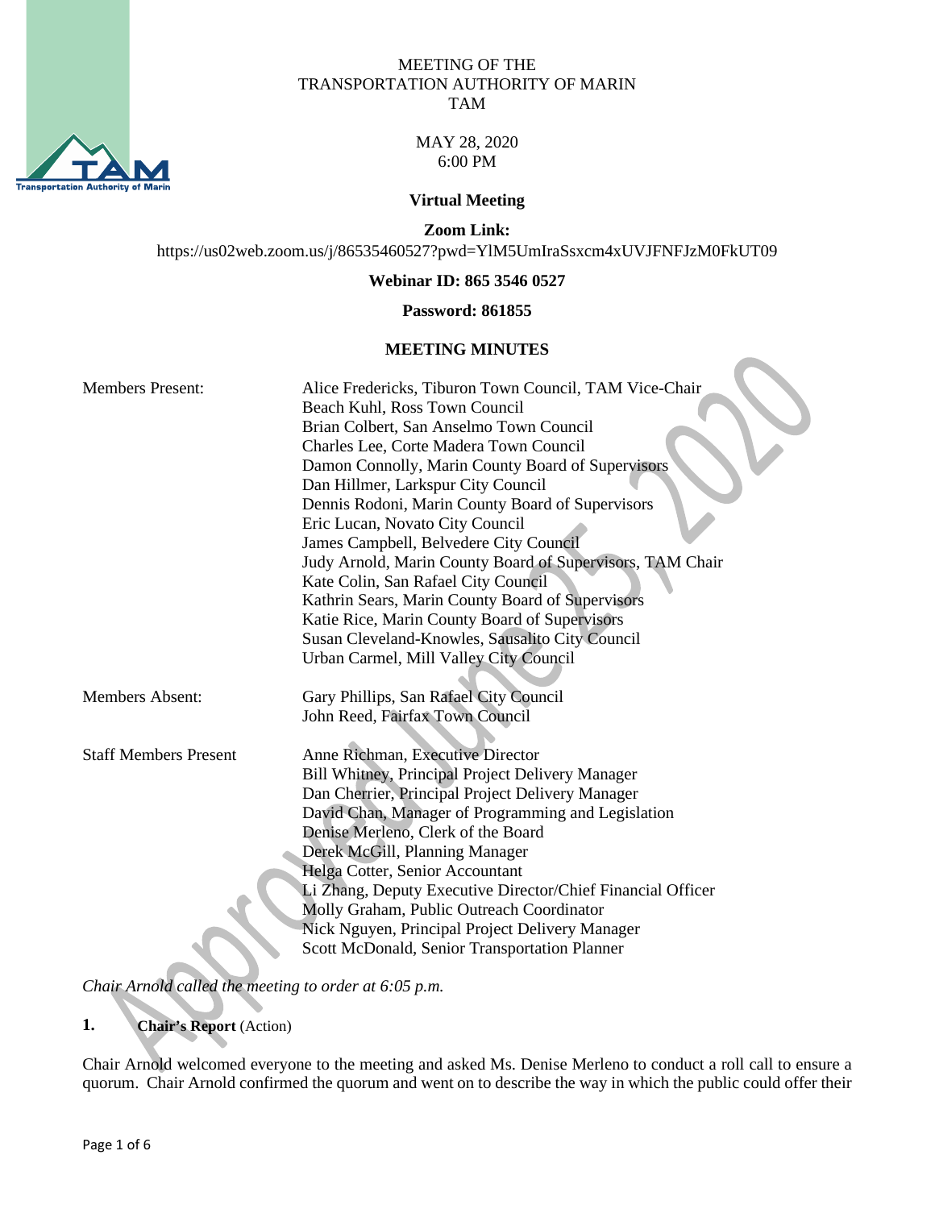MEETING OF THE
TRANSPORTATION AUTHORITY OF MARIN
TAM

MAY 28, 2020
6:00 PM

**Virtual Meeting**

**Zoom Link:**
https://us02web.zoom.us/j/86535460527?pwd=YlM5UmIraSsxcm4xUVJFNFJzM0FkUT09

**Webinar ID: 865 3546 0527**

**Password: 861855**

## MEETING MINUTES

| | |
|---|---|
| Members Present: | Alice Fredericks, Tiburon Town Council, TAM Vice-Chair<br>Beach Kuhl, Ross Town Council<br>Brian Colbert, San Anselmo Town Council<br>Charles Lee, Corte Madera Town Council<br>Damon Connolly, Marin County Board of Supervisors<br>Dan Hillmer, Larkspur City Council<br>Dennis Rodoni, Marin County Board of Supervisors<br>Eric Lucan, Novato City Council<br>James Campbell, Belvedere City Council<br>Judy Arnold, Marin County Board of Supervisors, TAM Chair<br>Kate Colin, San Rafael City Council<br>Kathrin Sears, Marin County Board of Supervisors<br>Katie Rice, Marin County Board of Supervisors<br>Susan Cleveland-Knowles, Sausalito City Council<br>Urban Carmel, Mill Valley City Council |
| Members Absent: | Gary Phillips, San Rafael City Council<br>John Reed, Fairfax Town Council |
| Staff Members Present | Anne Richman, Executive Director<br>Bill Whitney, Principal Project Delivery Manager<br>Dan Cherrier, Principal Project Delivery Manager<br>David Chan, Manager of Programming and Legislation<br>Denise Merleno, Clerk of the Board<br>Derek McGill, Planning Manager<br>Helga Cotter, Senior Accountant<br>Li Zhang, Deputy Executive Director/Chief Financial Officer<br>Molly Graham, Public Outreach Coordinator<br>Nick Nguyen, Principal Project Delivery Manager<br>Scott McDonald, Senior Transportation Planner |

*Chair Arnold called the meeting to order at 6:05 p.m.*

**1. Chair's Report** (Action)

Chair Arnold welcomed everyone to the meeting and asked Ms. Denise Merleno to conduct a roll call to ensure a quorum. Chair Arnold confirmed the quorum and went on to describe the way in which the public could offer their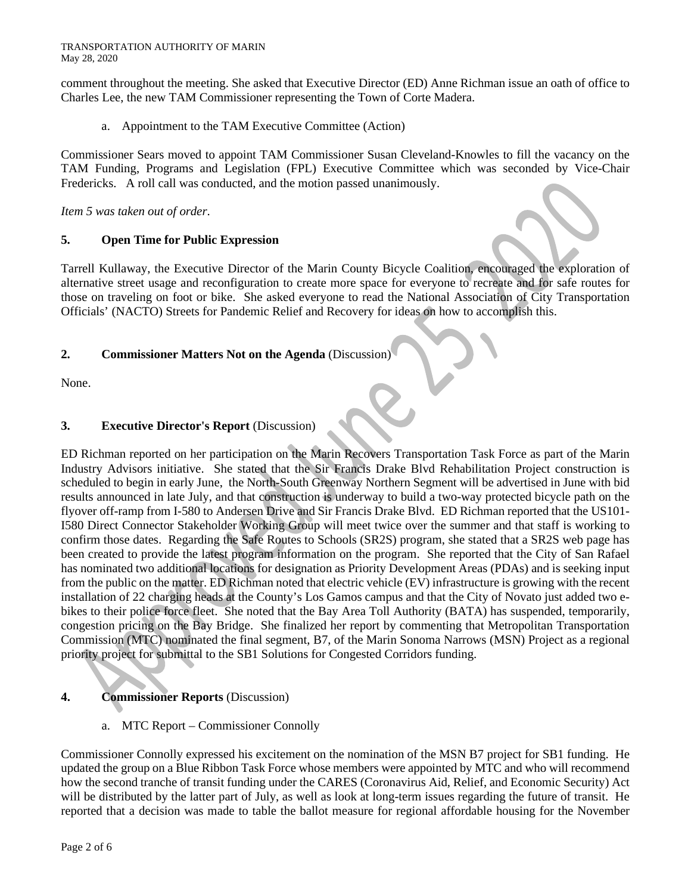comment throughout the meeting. She asked that Executive Director (ED) Anne Richman issue an oath of office to Charles Lee, the new TAM Commissioner representing the Town of Corte Madera.

a. Appointment to the TAM Executive Committee (Action)

Commissioner Sears moved to appoint TAM Commissioner Susan Cleveland-Knowles to fill the vacancy on the TAM Funding, Programs and Legislation (FPL) Executive Committee which was seconded by Vice-Chair Fredericks. A roll call was conducted, and the motion passed unanimously.

*Item 5 was taken out of order*.

## 5. Open Time for Public Expression

Tarrell Kullaway, the Executive Director of the Marin County Bicycle Coalition, encouraged the exploration of alternative street usage and reconfiguration to create more space for everyone to recreate and for safe routes for those on traveling on foot or bike. She asked everyone to read the National Association of City Transportation Officials' (NACTO) Streets for Pandemic Relief and Recovery for ideas on how to accomplish this.

## 2. Commissioner Matters Not on the Agenda (Discussion)

None.

## 3. Executive Director's Report (Discussion)

ED Richman reported on her participation on the Marin Recovers Transportation Task Force as part of the Marin Industry Advisors initiative. She stated that the Sir Francis Drake Blvd Rehabilitation Project construction is scheduled to begin in early June, the North-South Greenway Northern Segment will be advertised in June with bid results announced in late July, and that construction is underway to build a two-way protected bicycle path on the flyover off-ramp from I-580 to Andersen Drive and Sir Francis Drake Blvd. ED Richman reported that the US101-I580 Direct Connector Stakeholder Working Group will meet twice over the summer and that staff is working to confirm those dates. Regarding the Safe Routes to Schools (SR2S) program, she stated that a SR2S web page has been created to provide the latest program information on the program. She reported that the City of San Rafael has nominated two additional locations for designation as Priority Development Areas (PDAs) and is seeking input from the public on the matter. ED Richman noted that electric vehicle (EV) infrastructure is growing with the recent installation of 22 charging heads at the County's Los Gamos campus and that the City of Novato just added two e-bikes to their police force fleet. She noted that the Bay Area Toll Authority (BATA) has suspended, temporarily, congestion pricing on the Bay Bridge. She finalized her report by commenting that Metropolitan Transportation Commission (MTC) nominated the final segment, B7, of the Marin Sonoma Narrows (MSN) Project as a regional priority project for submittal to the SB1 Solutions for Congested Corridors funding.

## 4. Commissioner Reports (Discussion)

a. MTC Report – Commissioner Connolly

Commissioner Connolly expressed his excitement on the nomination of the MSN B7 project for SB1 funding. He updated the group on a Blue Ribbon Task Force whose members were appointed by MTC and who will recommend how the second tranche of transit funding under the CARES (Coronavirus Aid, Relief, and Economic Security) Act will be distributed by the latter part of July, as well as look at long-term issues regarding the future of transit. He reported that a decision was made to table the ballot measure for regional affordable housing for the November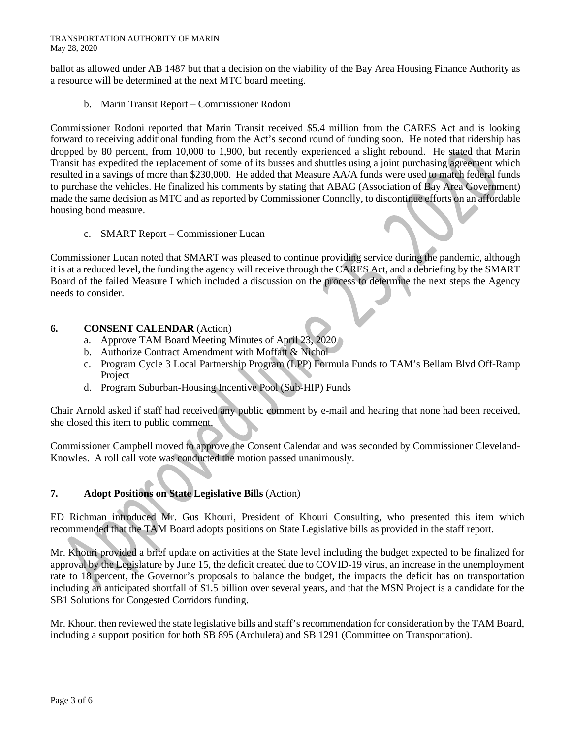ballot as allowed under AB 1487 but that a decision on the viability of the Bay Area Housing Finance Authority as a resource will be determined at the next MTC board meeting.

b. Marin Transit Report – Commissioner Rodoni

Commissioner Rodoni reported that Marin Transit received $5.4 million from the CARES Act and is looking forward to receiving additional funding from the Act's second round of funding soon. He noted that ridership has dropped by 80 percent, from 10,000 to 1,900, but recently experienced a slight rebound. He stated that Marin Transit has expedited the replacement of some of its busses and shuttles using a joint purchasing agreement which resulted in a savings of more than $230,000. He added that Measure AA/A funds were used to match federal funds to purchase the vehicles. He finalized his comments by stating that ABAG (Association of Bay Area Government) made the same decision as MTC and as reported by Commissioner Connolly, to discontinue efforts on an affordable housing bond measure.

c. SMART Report – Commissioner Lucan

Commissioner Lucan noted that SMART was pleased to continue providing service during the pandemic, although it is at a reduced level, the funding the agency will receive through the CARES Act, and a debriefing by the SMART Board of the failed Measure I which included a discussion on the process to determine the next steps the Agency needs to consider.

## 6. CONSENT CALENDAR (Action)

a. Approve TAM Board Meeting Minutes of April 23, 2020
b. Authorize Contract Amendment with Moffatt & Nichol
c. Program Cycle 3 Local Partnership Program (LPP) Formula Funds to TAM's Bellam Blvd Off-Ramp Project
d. Program Suburban-Housing Incentive Pool (Sub-HIP) Funds

Chair Arnold asked if staff had received any public comment by e-mail and hearing that none had been received, she closed this item to public comment.

Commissioner Campbell moved to approve the Consent Calendar and was seconded by Commissioner Cleveland-Knowles. A roll call vote was conducted the motion passed unanimously.

## 7. Adopt Positions on State Legislative Bills (Action)

ED Richman introduced Mr. Gus Khouri, President of Khouri Consulting, who presented this item which recommended that the TAM Board adopts positions on State Legislative bills as provided in the staff report.

Mr. Khouri provided a brief update on activities at the State level including the budget expected to be finalized for approval by the Legislature by June 15, the deficit created due to COVID-19 virus, an increase in the unemployment rate to 18 percent, the Governor's proposals to balance the budget, the impacts the deficit has on transportation including an anticipated shortfall of $1.5 billion over several years, and that the MSN Project is a candidate for the SB1 Solutions for Congested Corridors funding.

Mr. Khouri then reviewed the state legislative bills and staff's recommendation for consideration by the TAM Board, including a support position for both SB 895 (Archuleta) and SB 1291 (Committee on Transportation).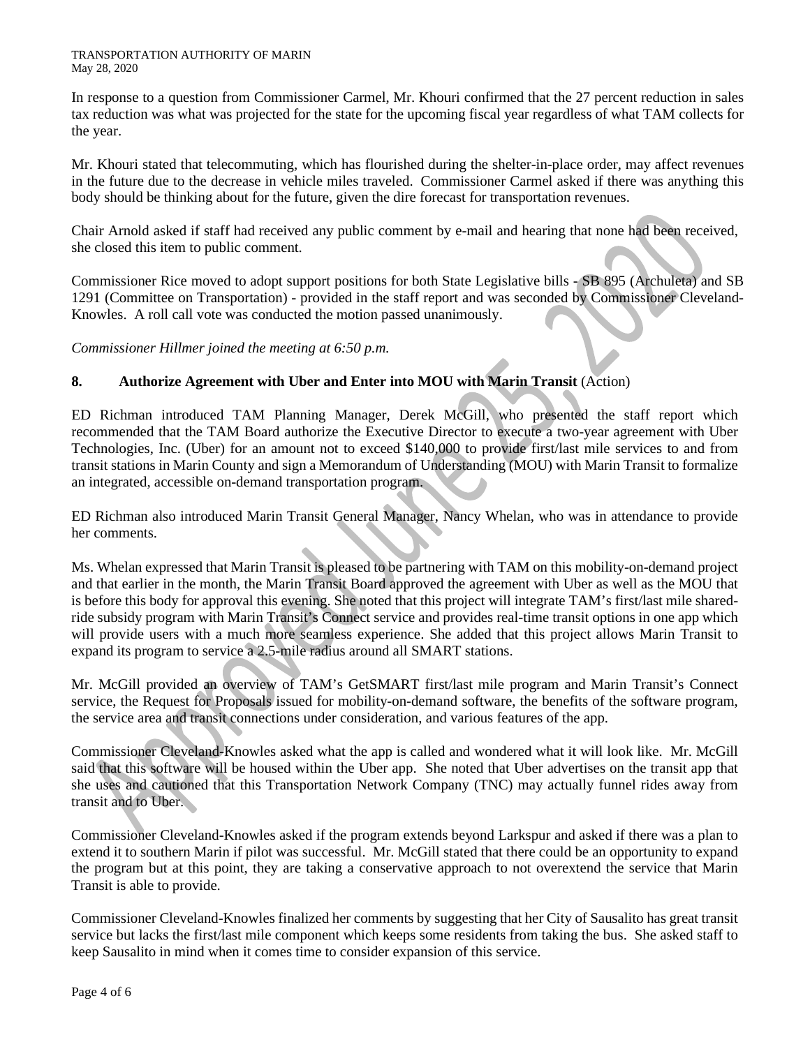In response to a question from Commissioner Carmel, Mr. Khouri confirmed that the 27 percent reduction in sales tax reduction was what was projected for the state for the upcoming fiscal year regardless of what TAM collects for the year.

Mr. Khouri stated that telecommuting, which has flourished during the shelter-in-place order, may affect revenues in the future due to the decrease in vehicle miles traveled. Commissioner Carmel asked if there was anything this body should be thinking about for the future, given the dire forecast for transportation revenues.

Chair Arnold asked if staff had received any public comment by e-mail and hearing that none had been received, she closed this item to public comment.

Commissioner Rice moved to adopt support positions for both State Legislative bills - SB 895 (Archuleta) and SB 1291 (Committee on Transportation) - provided in the staff report and was seconded by Commissioner Cleveland-Knowles. A roll call vote was conducted the motion passed unanimously.

*Commissioner Hillmer joined the meeting at 6:50 p.m.*

**8. Authorize Agreement with Uber and Enter into MOU with Marin Transit** (Action)

ED Richman introduced TAM Planning Manager, Derek McGill, who presented the staff report which recommended that the TAM Board authorize the Executive Director to execute a two-year agreement with Uber Technologies, Inc. (Uber) for an amount not to exceed $140,000 to provide first/last mile services to and from transit stations in Marin County and sign a Memorandum of Understanding (MOU) with Marin Transit to formalize an integrated, accessible on-demand transportation program.

ED Richman also introduced Marin Transit General Manager, Nancy Whelan, who was in attendance to provide her comments.

Ms. Whelan expressed that Marin Transit is pleased to be partnering with TAM on this mobility-on-demand project and that earlier in the month, the Marin Transit Board approved the agreement with Uber as well as the MOU that is before this body for approval this evening. She noted that this project will integrate TAM's first/last mile shared-ride subsidy program with Marin Transit's Connect service and provides real-time transit options in one app which will provide users with a much more seamless experience. She added that this project allows Marin Transit to expand its program to service a 2.5-mile radius around all SMART stations.

Mr. McGill provided an overview of TAM's GetSMART first/last mile program and Marin Transit's Connect service, the Request for Proposals issued for mobility-on-demand software, the benefits of the software program, the service area and transit connections under consideration, and various features of the app.

Commissioner Cleveland-Knowles asked what the app is called and wondered what it will look like. Mr. McGill said that this software will be housed within the Uber app. She noted that Uber advertises on the transit app that she uses and cautioned that this Transportation Network Company (TNC) may actually funnel rides away from transit and to Uber.

Commissioner Cleveland-Knowles asked if the program extends beyond Larkspur and asked if there was a plan to extend it to southern Marin if pilot was successful. Mr. McGill stated that there could be an opportunity to expand the program but at this point, they are taking a conservative approach to not overextend the service that Marin Transit is able to provide.

Commissioner Cleveland-Knowles finalized her comments by suggesting that her City of Sausalito has great transit service but lacks the first/last mile component which keeps some residents from taking the bus. She asked staff to keep Sausalito in mind when it comes time to consider expansion of this service.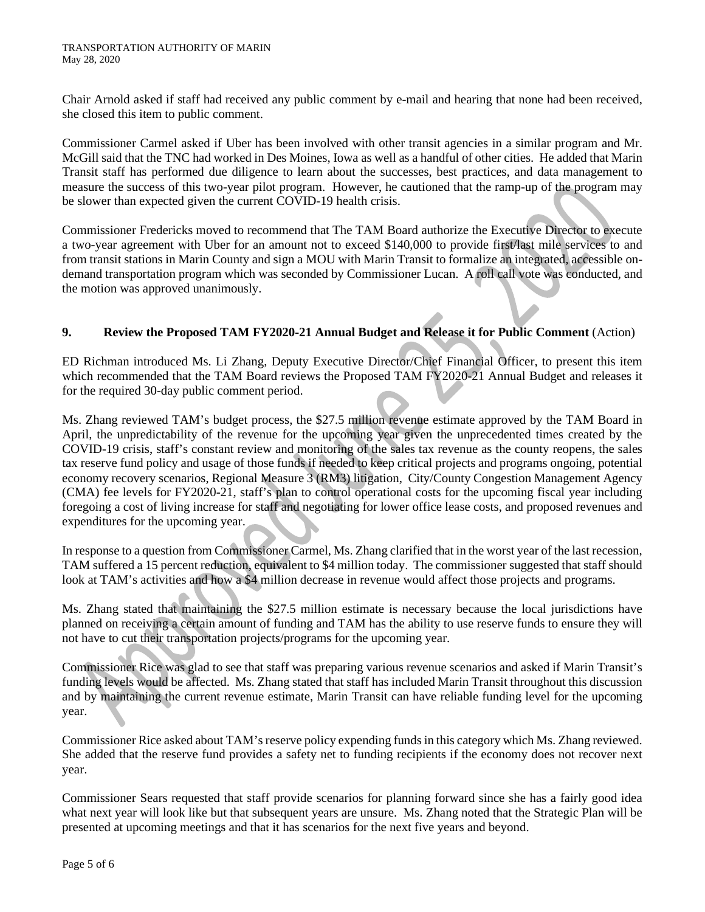Chair Arnold asked if staff had received any public comment by e-mail and hearing that none had been received, she closed this item to public comment.

Commissioner Carmel asked if Uber has been involved with other transit agencies in a similar program and Mr. McGill said that the TNC had worked in Des Moines, Iowa as well as a handful of other cities. He added that Marin Transit staff has performed due diligence to learn about the successes, best practices, and data management to measure the success of this two-year pilot program. However, he cautioned that the ramp-up of the program may be slower than expected given the current COVID-19 health crisis.

Commissioner Fredericks moved to recommend that The TAM Board authorize the Executive Director to execute a two-year agreement with Uber for an amount not to exceed $140,000 to provide first/last mile services to and from transit stations in Marin County and sign a MOU with Marin Transit to formalize an integrated, accessible on-demand transportation program which was seconded by Commissioner Lucan. A roll call vote was conducted, and the motion was approved unanimously.

**9. Review the Proposed TAM FY2020-21 Annual Budget and Release it for Public Comment** (Action)

ED Richman introduced Ms. Li Zhang, Deputy Executive Director/Chief Financial Officer, to present this item which recommended that the TAM Board reviews the Proposed TAM FY2020-21 Annual Budget and releases it for the required 30-day public comment period.

Ms. Zhang reviewed TAM's budget process, the $27.5 million revenue estimate approved by the TAM Board in April, the unpredictability of the revenue for the upcoming year given the unprecedented times created by the COVID-19 crisis, staff's constant review and monitoring of the sales tax revenue as the county reopens, the sales tax reserve fund policy and usage of those funds if needed to keep critical projects and programs ongoing, potential economy recovery scenarios, Regional Measure 3 (RM3) litigation, City/County Congestion Management Agency (CMA) fee levels for FY2020-21, staff's plan to control operational costs for the upcoming fiscal year including foregoing a cost of living increase for staff and negotiating for lower office lease costs, and proposed revenues and expenditures for the upcoming year.

In response to a question from Commissioner Carmel, Ms. Zhang clarified that in the worst year of the last recession, TAM suffered a 15 percent reduction, equivalent to $4 million today. The commissioner suggested that staff should look at TAM's activities and how a $4 million decrease in revenue would affect those projects and programs.

Ms. Zhang stated that maintaining the $27.5 million estimate is necessary because the local jurisdictions have planned on receiving a certain amount of funding and TAM has the ability to use reserve funds to ensure they will not have to cut their transportation projects/programs for the upcoming year.

Commissioner Rice was glad to see that staff was preparing various revenue scenarios and asked if Marin Transit's funding levels would be affected. Ms. Zhang stated that staff has included Marin Transit throughout this discussion and by maintaining the current revenue estimate, Marin Transit can have reliable funding level for the upcoming year.

Commissioner Rice asked about TAM's reserve policy expending funds in this category which Ms. Zhang reviewed. She added that the reserve fund provides a safety net to funding recipients if the economy does not recover next year.

Commissioner Sears requested that staff provide scenarios for planning forward since she has a fairly good idea what next year will look like but that subsequent years are unsure. Ms. Zhang noted that the Strategic Plan will be presented at upcoming meetings and that it has scenarios for the next five years and beyond.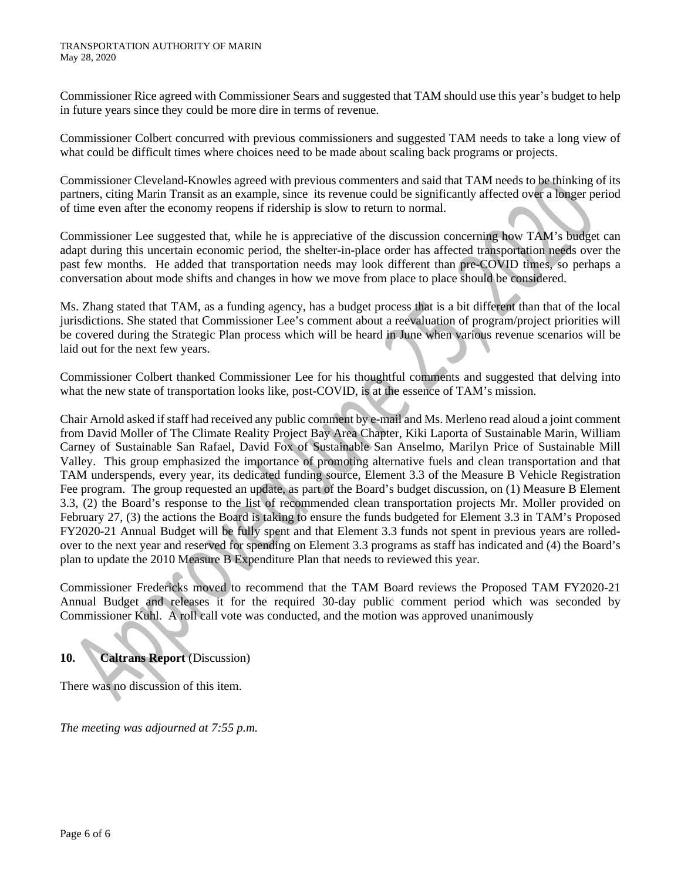Commissioner Rice agreed with Commissioner Sears and suggested that TAM should use this year's budget to help in future years since they could be more dire in terms of revenue.

Commissioner Colbert concurred with previous commissioners and suggested TAM needs to take a long view of what could be difficult times where choices need to be made about scaling back programs or projects.

Commissioner Cleveland-Knowles agreed with previous commenters and said that TAM needs to be thinking of its partners, citing Marin Transit as an example, since its revenue could be significantly affected over a longer period of time even after the economy reopens if ridership is slow to return to normal.

Commissioner Lee suggested that, while he is appreciative of the discussion concerning how TAM's budget can adapt during this uncertain economic period, the shelter-in-place order has affected transportation needs over the past few months. He added that transportation needs may look different than pre-COVID times, so perhaps a conversation about mode shifts and changes in how we move from place to place should be considered.

Ms. Zhang stated that TAM, as a funding agency, has a budget process that is a bit different than that of the local jurisdictions. She stated that Commissioner Lee's comment about a reevaluation of program/project priorities will be covered during the Strategic Plan process which will be heard in June when various revenue scenarios will be laid out for the next few years.

Commissioner Colbert thanked Commissioner Lee for his thoughtful comments and suggested that delving into what the new state of transportation looks like, post-COVID, is at the essence of TAM's mission.

Chair Arnold asked if staff had received any public comment by e-mail and Ms. Merleno read aloud a joint comment from David Moller of The Climate Reality Project Bay Area Chapter, Kiki Laporta of Sustainable Marin, William Carney of Sustainable San Rafael, David Fox of Sustainable San Anselmo, Marilyn Price of Sustainable Mill Valley. This group emphasized the importance of promoting alternative fuels and clean transportation and that TAM underspends, every year, its dedicated funding source, Element 3.3 of the Measure B Vehicle Registration Fee program. The group requested an update, as part of the Board's budget discussion, on (1) Measure B Element 3.3, (2) the Board's response to the list of recommended clean transportation projects Mr. Moller provided on February 27, (3) the actions the Board is taking to ensure the funds budgeted for Element 3.3 in TAM's Proposed FY2020-21 Annual Budget will be fully spent and that Element 3.3 funds not spent in previous years are rolled-over to the next year and reserved for spending on Element 3.3 programs as staff has indicated and (4) the Board's plan to update the 2010 Measure B Expenditure Plan that needs to reviewed this year.

Commissioner Fredericks moved to recommend that the TAM Board reviews the Proposed TAM FY2020-21 Annual Budget and releases it for the required 30-day public comment period which was seconded by Commissioner Kuhl. A roll call vote was conducted, and the motion was approved unanimously

**10. Caltrans Report** (Discussion)

There was no discussion of this item.

*The meeting was adjourned at 7:55 p.m.*